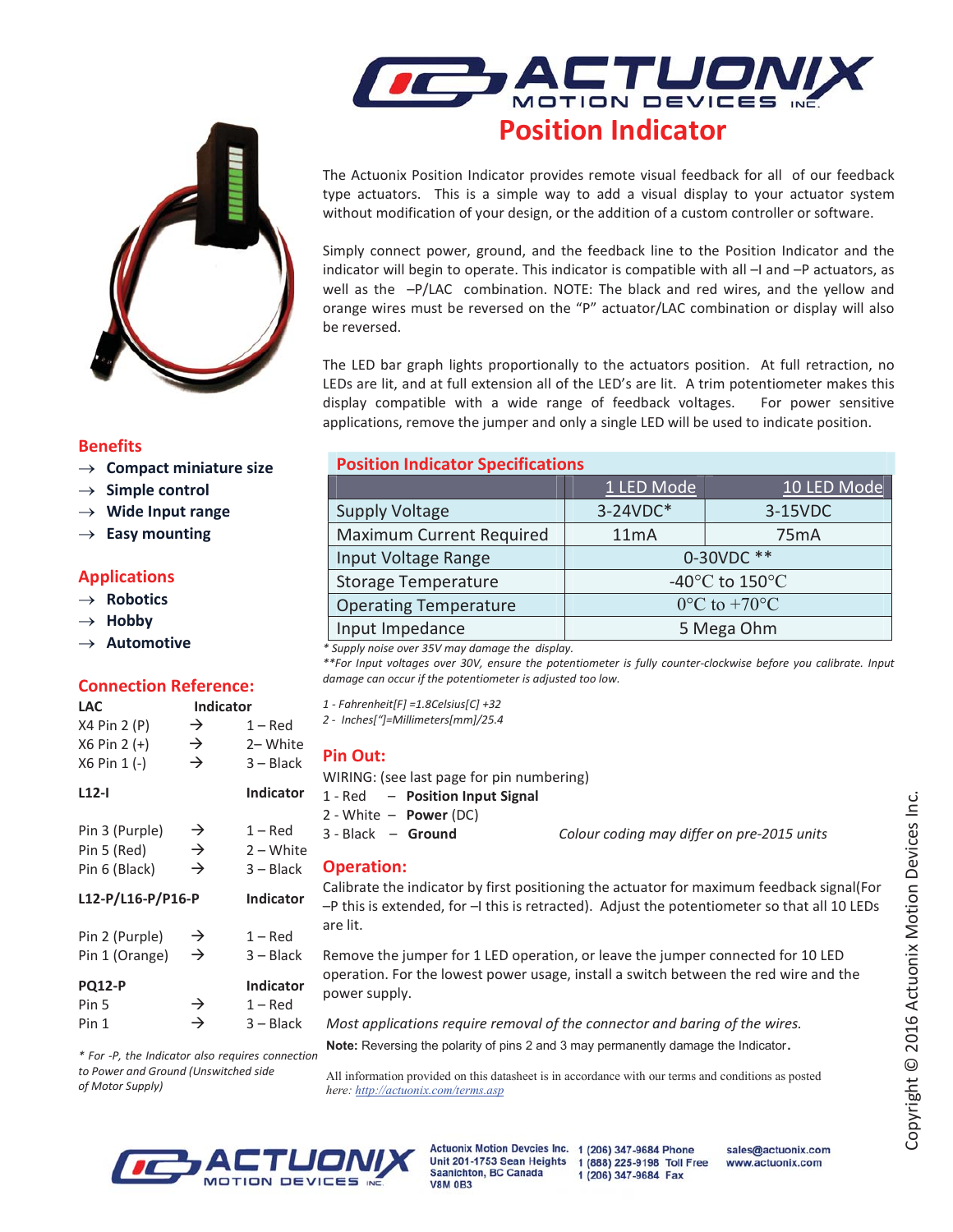# Position Indicator

The Actuonix Position Indicator provides remote visual feedback for all of our feedback type actuators. This is a simple way to add a visual display to your actuator system without modification of your design, or the addition of a custom controller or software.

Simply connect power, ground, and the feedback line to the Position Indicator and the indicator will begin to operate. This indicator is compatible with all –I and –P actuators, as well as the –P/LAC combination. NOTE: The black and red wires, and the yellow and orange wires must be reversed on the "P" actuator/LAC combination or display will also be reversed.

The LED bar graph lights proportionally to the actuators position. At full retraction, no LEDs are lit, and at full extension all of the LED's are lit. A trim potentiometer makes this display compatible with a wide range of feedback voltages. For power sensitive applications, remove the jumper and only a single LED will be used to indicate position.

## Benefits

- → **Compact miniature size**
- → **Simple control**
- → **Wide Input range**
- → **Easy mounting**

## Applications

- → **Robotics**
- → **Hobby**
- → **Automotive**

## Connection Reference:

| LAC | | Indicator |
|---|---|---|
| X4 Pin 2 (P) | → | 1 – Red |
| X6 Pin 2 (+) | → | 2– White |
| X6 Pin 1 (-) | → | 3 – Black |

| L12-I | | Indicator |
|---|---|---|
| Pin 3 (Purple) | → | 1 – Red |
| Pin 5 (Red) | → | 2 – White |
| Pin 6 (Black) | → | 3 – Black |

| L12-P/L16-P/P16-P | | Indicator |
|---|---|---|
| Pin 2 (Purple) | → | 1 – Red |
| Pin 1 (Orange) | → | 3 – Black |

| PQ12-P | | Indicator |
|---|---|---|
| Pin 5 | → | 1 – Red |
| Pin 1 | → | 3 – Black |

*\* For -P, the Indicator also requires connection to Power and Ground (Unswitched side of Motor Supply)*

## Position Indicator Specifications

| | 1 LED Mode | 10 LED Mode |
|---|---|---|
| Supply Voltage | 3-24VDC* | 3-15VDC |
| Maximum Current Required | 11mA | 75mA |
| Input Voltage Range | 0-30VDC ** | |
| Storage Temperature | -40°C to 150°C | |
| Operating Temperature | 0°C to +70°C | |
| Input Impedance | 5 Mega Ohm | |

*\* Supply noise over 35V may damage the display.*
*\*\*For Input voltages over 30V, ensure the potentiometer is fully counter-clockwise before you calibrate. Input damage can occur if the potentiometer is adjusted too low.*

*1 - Fahrenheit[F] =1.8Celsius[C] +32*
*2 - Inches["]=Millimeters[mm]/25.4*

## Pin Out:

WIRING: (see last page for pin numbering)

1 - Red – **Position Input Signal**
2 - White – **Power** (DC)
3 - Black – **Ground**

*Colour coding may differ on pre-2015 units*

## Operation:

Calibrate the indicator by first positioning the actuator for maximum feedback signal(For –P this is extended, for –I this is retracted). Adjust the potentiometer so that all 10 LEDs are lit.

Remove the jumper for 1 LED operation, or leave the jumper connected for 10 LED operation. For the lowest power usage, install a switch between the red wire and the power supply.

*Most applications require removal of the connector and baring of the wires.*

**Note:** Reversing the polarity of pins 2 and 3 may permanently damage the Indicator.

All information provided on this datasheet is in accordance with our terms and conditions as posted here: http://actuonix.com/terms.asp

Actuonix Motion Devcies Inc.
Unit 201-1753 Sean Heights
Saanichton, BC Canada
V8M 0B3

1 (206) 347-9684 Phone
1 (888) 225-9198 Toll Free
1 (206) 347-9684 Fax

sales@actuonix.com
www.actuonix.com

Copyright © 2016 Actuonix Motion Devices Inc.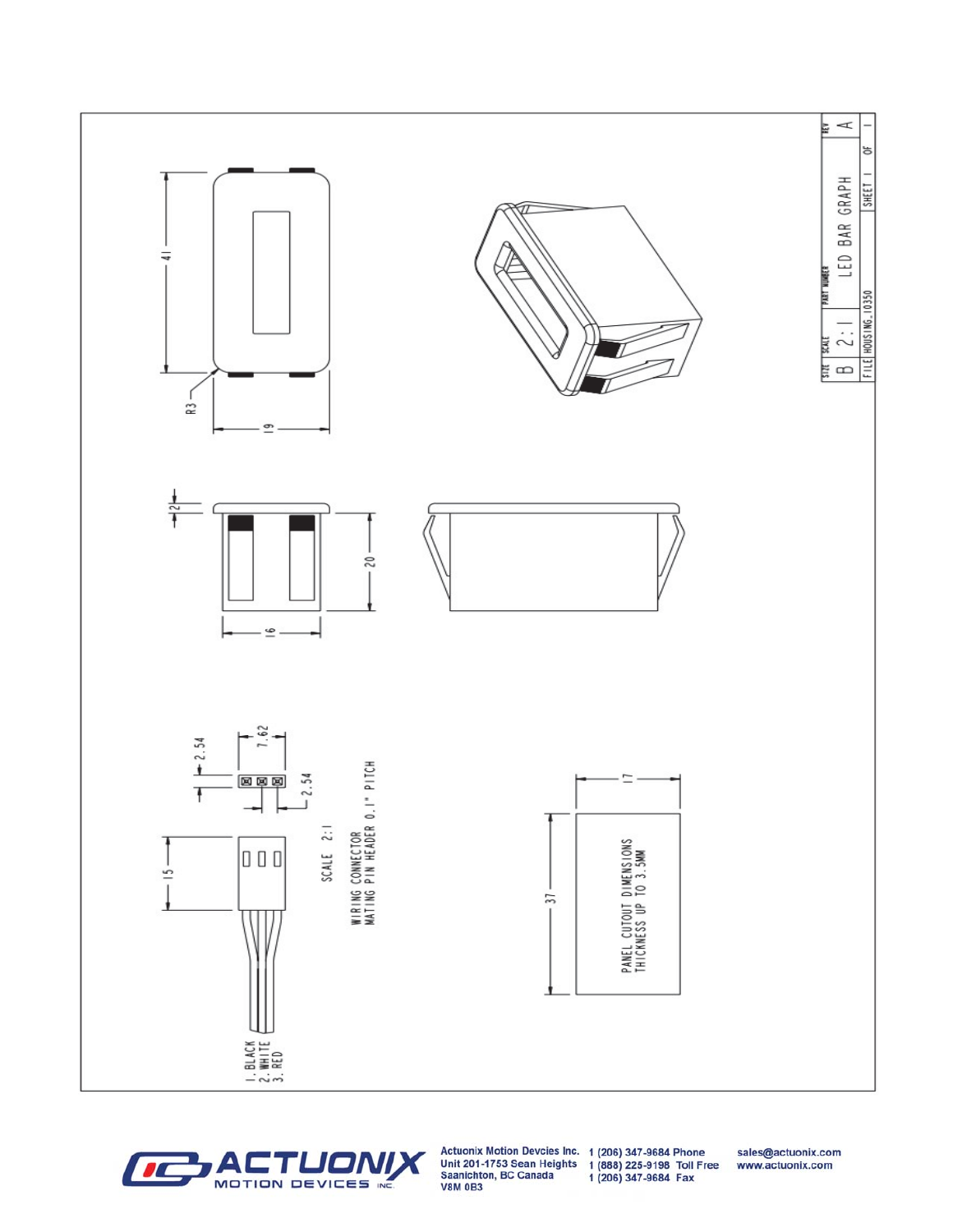41

R3

19

2

20

16

2.54

7.62

2.54

15

SCALE 2:1

WIRING CONNECTOR
MATING PIN HEADER 0.1" PITCH

1. BLACK
2. WHITE
3. RED

17

37

PANEL CUTOUT DIMENSIONS
THICKNESS UP TO 3.5MM

| SIZE | SCALE | PART NUMBER | REV |
|---|---|---|---|
| B | 2:1 | LED BAR GRAPH | A |
| FILE | HOUSING_10350 | SHEET 1 OF 1 | |

**ACTUONIX MOTION DEVICES INC.**

Actuonix Motion Devcies Inc.
Unit 201-1753 Sean Heights
Saanichton, BC Canada
V8M 0B3

1 (206) 347-9684 Phone
1 (888) 225-9198 Toll Free
1 (206) 347-9684 Fax

sales@actuonix.com
www.actuonix.com